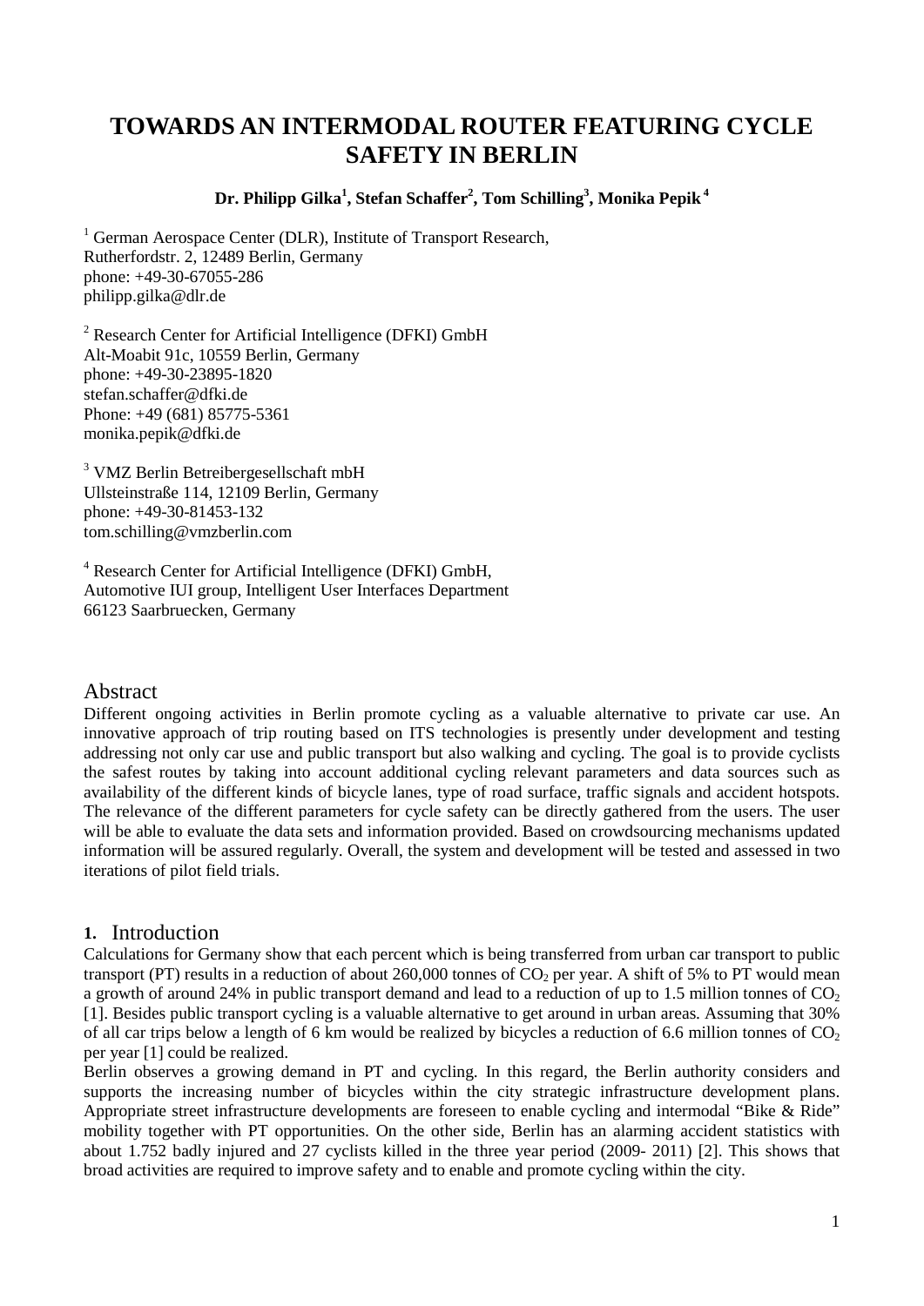# TOWARDS AN INTERMODAL ROUTER FEATURING CYCLE SAFETY IN BERLIN

**Dr. Philipp Gilka[1], Stefan Schaffer[2], Tom Schilling[3], Monika Pepik [4]**

[1] German Aerospace Center (DLR), Institute of Transport Research,
Rutherfordstr. 2, 12489 Berlin, Germany
phone: +49-30-67055-286
philipp.gilka@dlr.de

[2] Research Center for Artificial Intelligence (DFKI) GmbH
Alt-Moabit 91c, 10559 Berlin, Germany
phone: +49-30-23895-1820
stefan.schaffer@dfki.de
Phone: +49 (681) 85775-5361
monika.pepik@dfki.de

[3] VMZ Berlin Betreibergesellschaft mbH
Ullsteinstraße 114, 12109 Berlin, Germany
phone: +49-30-81453-132
tom.schilling@vmzberlin.com

[4] Research Center for Artificial Intelligence (DFKI) GmbH,
Automotive IUI group, Intelligent User Interfaces Department
66123 Saarbruecken, Germany

## Abstract

Different ongoing activities in Berlin promote cycling as a valuable alternative to private car use. An innovative approach of trip routing based on ITS technologies is presently under development and testing addressing not only car use and public transport but also walking and cycling. The goal is to provide cyclists the safest routes by taking into account additional cycling relevant parameters and data sources such as availability of the different kinds of bicycle lanes, type of road surface, traffic signals and accident hotspots. The relevance of the different parameters for cycle safety can be directly gathered from the users. The user will be able to evaluate the data sets and information provided. Based on crowdsourcing mechanisms updated information will be assured regularly. Overall, the system and development will be tested and assessed in two iterations of pilot field trials.

## 1. Introduction

Calculations for Germany show that each percent which is being transferred from urban car transport to public transport (PT) results in a reduction of about 260,000 tonnes of $CO_2$ per year. A shift of 5% to PT would mean a growth of around 24% in public transport demand and lead to a reduction of up to 1.5 million tonnes of $CO_2$ [1]. Besides public transport cycling is a valuable alternative to get around in urban areas. Assuming that 30% of all car trips below a length of 6 km would be realized by bicycles a reduction of 6.6 million tonnes of $CO_2$ per year [1] could be realized.

Berlin observes a growing demand in PT and cycling. In this regard, the Berlin authority considers and supports the increasing number of bicycles within the city strategic infrastructure development plans. Appropriate street infrastructure developments are foreseen to enable cycling and intermodal "Bike & Ride" mobility together with PT opportunities. On the other side, Berlin has an alarming accident statistics with about 1.752 badly injured and 27 cyclists killed in the three year period (2009- 2011) [2]. This shows that broad activities are required to improve safety and to enable and promote cycling within the city.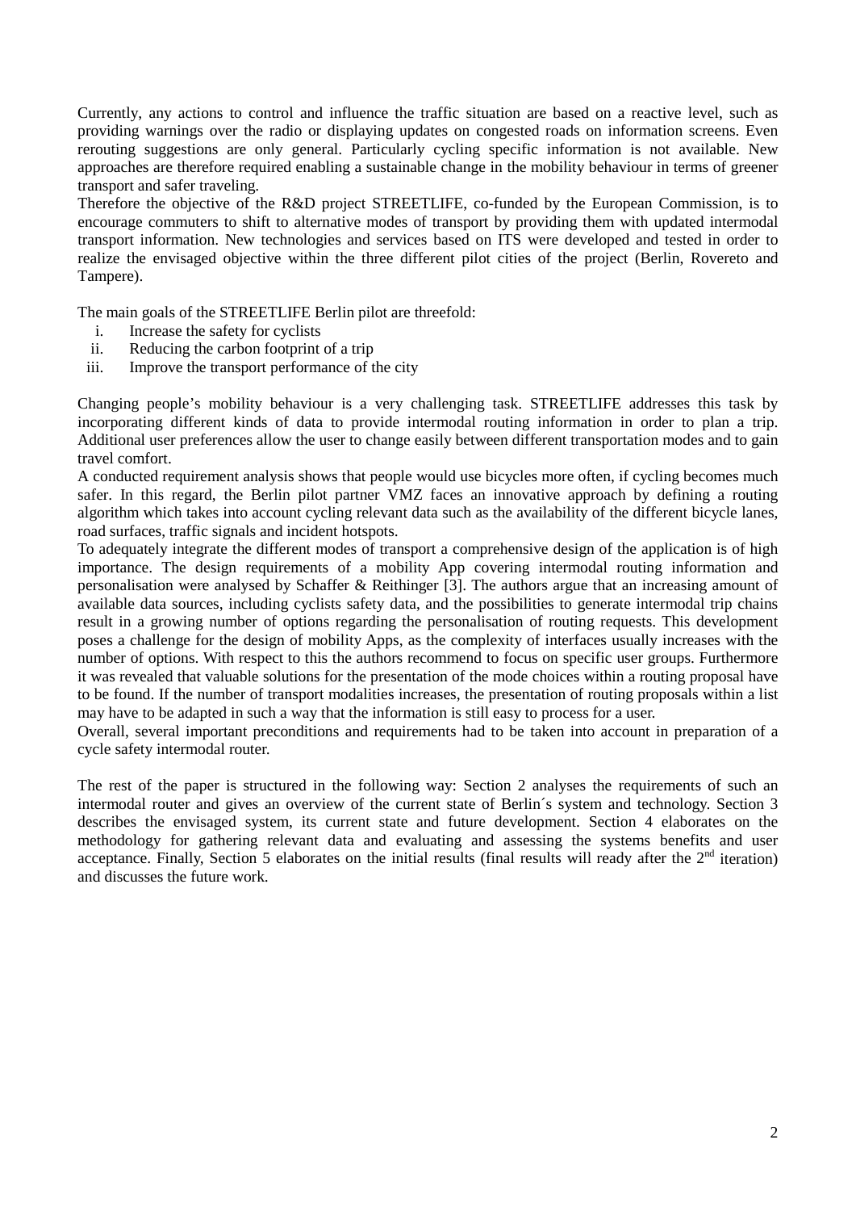Currently, any actions to control and influence the traffic situation are based on a reactive level, such as providing warnings over the radio or displaying updates on congested roads on information screens. Even rerouting suggestions are only general. Particularly cycling specific information is not available. New approaches are therefore required enabling a sustainable change in the mobility behaviour in terms of greener transport and safer traveling.

Therefore the objective of the R&D project STREETLIFE, co-funded by the European Commission, is to encourage commuters to shift to alternative modes of transport by providing them with updated intermodal transport information. New technologies and services based on ITS were developed and tested in order to realize the envisaged objective within the three different pilot cities of the project (Berlin, Rovereto and Tampere).

The main goals of the STREETLIFE Berlin pilot are threefold:

i. Increase the safety for cyclists
ii. Reducing the carbon footprint of a trip
iii. Improve the transport performance of the city

Changing people's mobility behaviour is a very challenging task. STREETLIFE addresses this task by incorporating different kinds of data to provide intermodal routing information in order to plan a trip. Additional user preferences allow the user to change easily between different transportation modes and to gain travel comfort.

A conducted requirement analysis shows that people would use bicycles more often, if cycling becomes much safer. In this regard, the Berlin pilot partner VMZ faces an innovative approach by defining a routing algorithm which takes into account cycling relevant data such as the availability of the different bicycle lanes, road surfaces, traffic signals and incident hotspots.

To adequately integrate the different modes of transport a comprehensive design of the application is of high importance. The design requirements of a mobility App covering intermodal routing information and personalisation were analysed by Schaffer & Reithinger [3]. The authors argue that an increasing amount of available data sources, including cyclists safety data, and the possibilities to generate intermodal trip chains result in a growing number of options regarding the personalisation of routing requests. This development poses a challenge for the design of mobility Apps, as the complexity of interfaces usually increases with the number of options. With respect to this the authors recommend to focus on specific user groups. Furthermore it was revealed that valuable solutions for the presentation of the mode choices within a routing proposal have to be found. If the number of transport modalities increases, the presentation of routing proposals within a list may have to be adapted in such a way that the information is still easy to process for a user.

Overall, several important preconditions and requirements had to be taken into account in preparation of a cycle safety intermodal router.

The rest of the paper is structured in the following way: Section 2 analyses the requirements of such an intermodal router and gives an overview of the current state of Berlin´s system and technology. Section 3 describes the envisaged system, its current state and future development. Section 4 elaborates on the methodology for gathering relevant data and evaluating and assessing the systems benefits and user acceptance. Finally, Section 5 elaborates on the initial results (final results will ready after the 2nd iteration) and discusses the future work.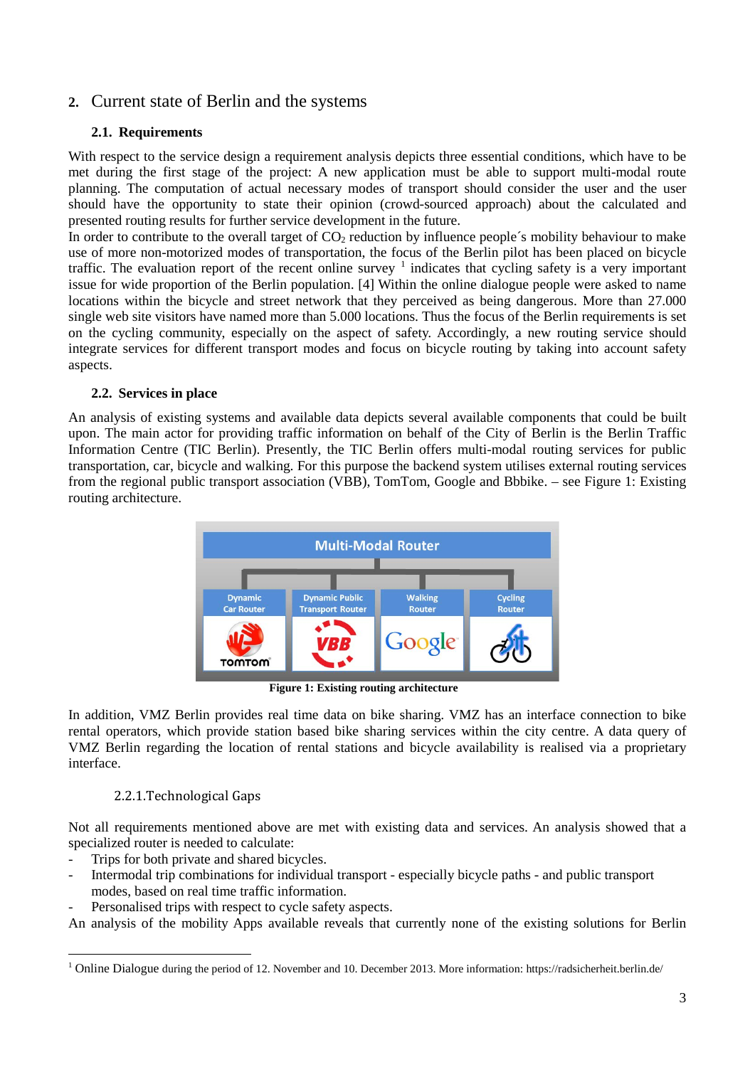## 2. Current state of Berlin and the systems

### 2.1. Requirements

With respect to the service design a requirement analysis depicts three essential conditions, which have to be met during the first stage of the project: A new application must be able to support multi-modal route planning. The computation of actual necessary modes of transport should consider the user and the user should have the opportunity to state their opinion (crowd-sourced approach) about the calculated and presented routing results for further service development in the future.

In order to contribute to the overall target of $CO_2$ reduction by influence people´s mobility behaviour to make use of more non-motorized modes of transportation, the focus of the Berlin pilot has been placed on bicycle traffic. The evaluation report of the recent online survey [1] indicates that cycling safety is a very important issue for wide proportion of the Berlin population. [4] Within the online dialogue people were asked to name locations within the bicycle and street network that they perceived as being dangerous. More than 27.000 single web site visitors have named more than 5.000 locations. Thus the focus of the Berlin requirements is set on the cycling community, especially on the aspect of safety. Accordingly, a new routing service should integrate services for different transport modes and focus on bicycle routing by taking into account safety aspects.

### 2.2. Services in place

An analysis of existing systems and available data depicts several available components that could be built upon. The main actor for providing traffic information on behalf of the City of Berlin is the Berlin Traffic Information Centre (TIC Berlin). Presently, the TIC Berlin offers multi-modal routing services for public transportation, car, bicycle and walking. For this purpose the backend system utilises external routing services from the regional public transport association (VBB), TomTom, Google and Bbbike. – see Figure 1: Existing routing architecture.

**Figure 1: Existing routing architecture**

In addition, VMZ Berlin provides real time data on bike sharing. VMZ has an interface connection to bike rental operators, which provide station based bike sharing services within the city centre. A data query of VMZ Berlin regarding the location of rental stations and bicycle availability is realised via a proprietary interface.

#### 2.2.1. Technological Gaps

Not all requirements mentioned above are met with existing data and services. An analysis showed that a specialized router is needed to calculate:

- Trips for both private and shared bicycles.
- Intermodal trip combinations for individual transport - especially bicycle paths - and public transport modes, based on real time traffic information.
- Personalised trips with respect to cycle safety aspects.

An analysis of the mobility Apps available reveals that currently none of the existing solutions for Berlin

[1] Online Dialogue during the period of 12. November and 10. December 2013. More information: https://radsicherheit.berlin.de/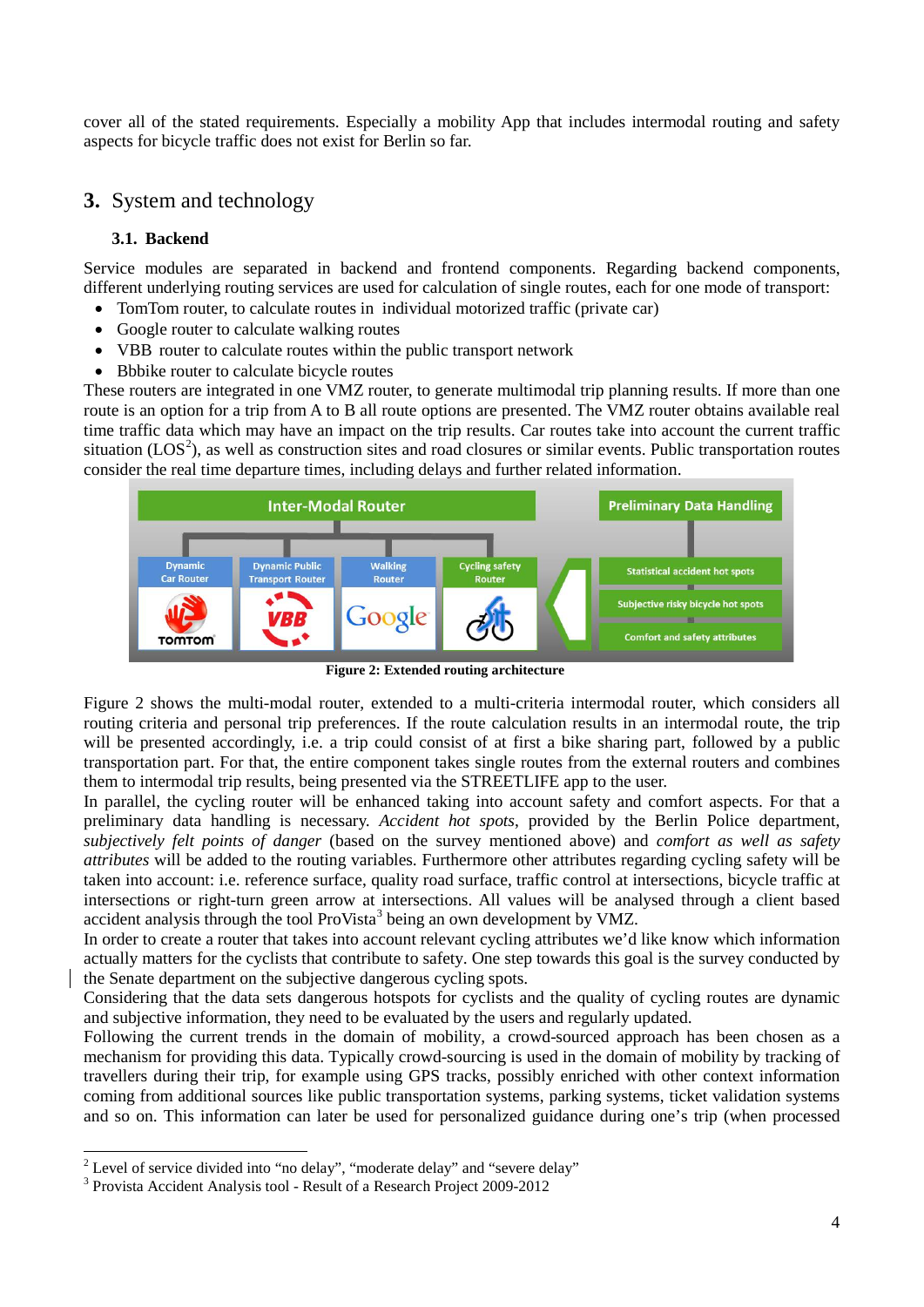cover all of the stated requirements. Especially a mobility App that includes intermodal routing and safety aspects for bicycle traffic does not exist for Berlin so far.

## 3. System and technology

### 3.1. Backend

Service modules are separated in backend and frontend components. Regarding backend components, different underlying routing services are used for calculation of single routes, each for one mode of transport:

- TomTom router, to calculate routes in individual motorized traffic (private car)
- Google router to calculate walking routes
- VBB router to calculate routes within the public transport network
- Bbbike router to calculate bicycle routes

These routers are integrated in one VMZ router, to generate multimodal trip planning results. If more than one route is an option for a trip from A to B all route options are presented. The VMZ router obtains available real time traffic data which may have an impact on the trip results. Car routes take into account the current traffic situation (LOS[2]), as well as construction sites and road closures or similar events. Public transportation routes consider the real time departure times, including delays and further related information.

**Figure 2: Extended routing architecture**

Figure 2 shows the multi-modal router, extended to a multi-criteria intermodal router, which considers all routing criteria and personal trip preferences. If the route calculation results in an intermodal route, the trip will be presented accordingly, i.e. a trip could consist of at first a bike sharing part, followed by a public transportation part. For that, the entire component takes single routes from the external routers and combines them to intermodal trip results, being presented via the STREETLIFE app to the user.

In parallel, the cycling router will be enhanced taking into account safety and comfort aspects. For that a preliminary data handling is necessary. *Accident hot spots*, provided by the Berlin Police department, *subjectively felt points of danger* (based on the survey mentioned above) and *comfort as well as safety attributes* will be added to the routing variables. Furthermore other attributes regarding cycling safety will be taken into account: i.e. reference surface, quality road surface, traffic control at intersections, bicycle traffic at intersections or right-turn green arrow at intersections. All values will be analysed through a client based accident analysis through the tool ProVista[3] being an own development by VMZ.

In order to create a router that takes into account relevant cycling attributes we'd like know which information actually matters for the cyclists that contribute to safety. One step towards this goal is the survey conducted by the Senate department on the subjective dangerous cycling spots.

Considering that the data sets dangerous hotspots for cyclists and the quality of cycling routes are dynamic and subjective information, they need to be evaluated by the users and regularly updated.

Following the current trends in the domain of mobility, a crowd-sourced approach has been chosen as a mechanism for providing this data. Typically crowd-sourcing is used in the domain of mobility by tracking of travellers during their trip, for example using GPS tracks, possibly enriched with other context information coming from additional sources like public transportation systems, parking systems, ticket validation systems and so on. This information can later be used for personalized guidance during one's trip (when processed

---

[2] Level of service divided into "no delay", "moderate delay" and "severe delay"

[3] Provista Accident Analysis tool - Result of a Research Project 2009-2012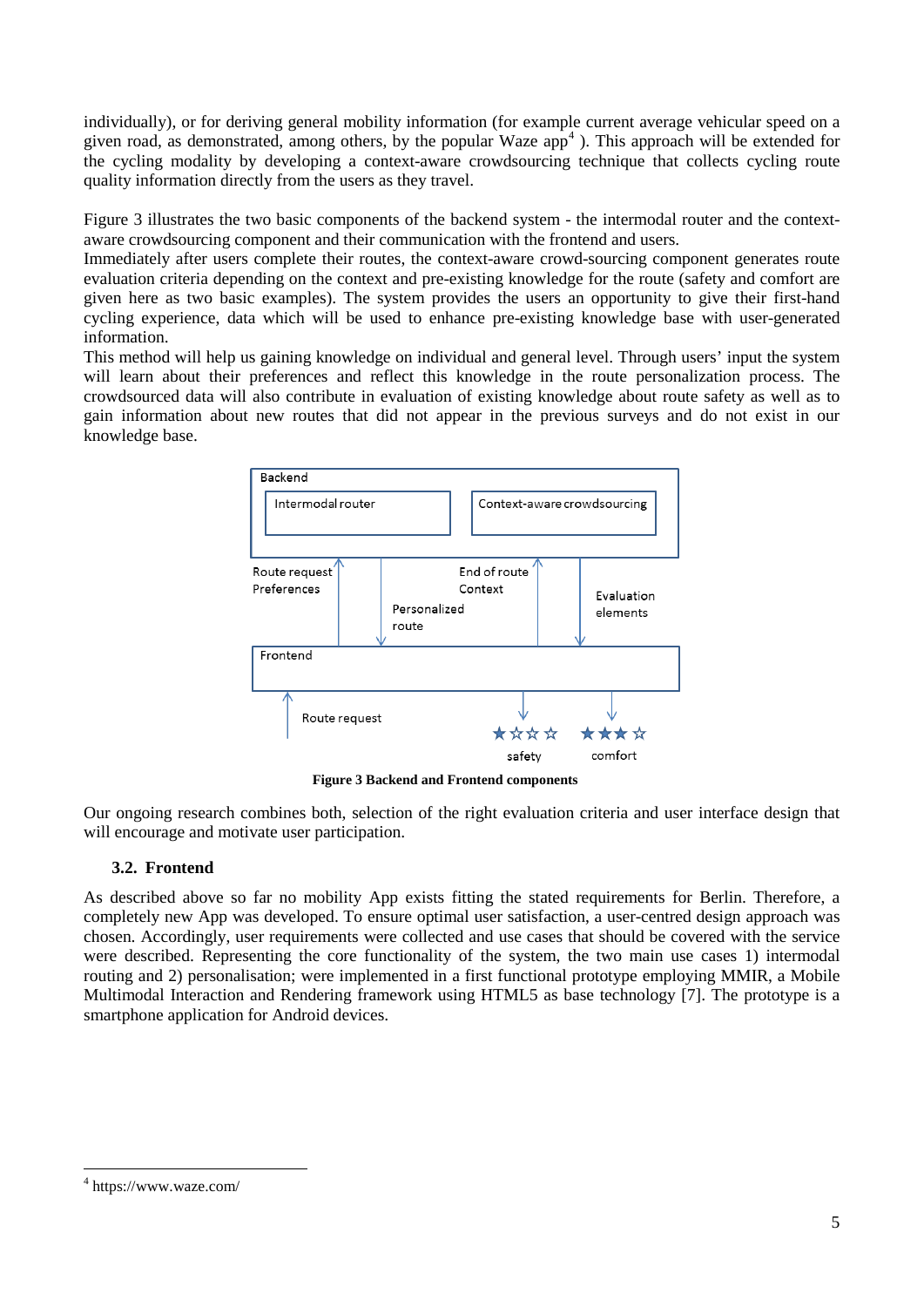individually), or for deriving general mobility information (for example current average vehicular speed on a given road, as demonstrated, among others, by the popular Waze app[4] ). This approach will be extended for the cycling modality by developing a context-aware crowdsourcing technique that collects cycling route quality information directly from the users as they travel.

Figure 3 illustrates the two basic components of the backend system - the intermodal router and the context-aware crowdsourcing component and their communication with the frontend and users.
Immediately after users complete their routes, the context-aware crowd-sourcing component generates route evaluation criteria depending on the context and pre-existing knowledge for the route (safety and comfort are given here as two basic examples). The system provides the users an opportunity to give their first-hand cycling experience, data which will be used to enhance pre-existing knowledge base with user-generated information.
This method will help us gaining knowledge on individual and general level. Through users' input the system will learn about their preferences and reflect this knowledge in the route personalization process. The crowdsourced data will also contribute in evaluation of existing knowledge about route safety as well as to gain information about new routes that did not appear in the previous surveys and do not exist in our knowledge base.

Backend

Intermodal router

Context-aware crowdsourcing

Route request
Preferences

Personalized route

End of route
Context

Evaluation elements

Frontend

Route request

safety

comfort

**Figure 3 Backend and Frontend components**

Our ongoing research combines both, selection of the right evaluation criteria and user interface design that will encourage and motivate user participation.

### 3.2. Frontend

As described above so far no mobility App exists fitting the stated requirements for Berlin. Therefore, a completely new App was developed. To ensure optimal user satisfaction, a user-centred design approach was chosen. Accordingly, user requirements were collected and use cases that should be covered with the service were described. Representing the core functionality of the system, the two main use cases 1) intermodal routing and 2) personalisation; were implemented in a first functional prototype employing MMIR, a Mobile Multimodal Interaction and Rendering framework using HTML5 as base technology [7]. The prototype is a smartphone application for Android devices.

---

[4] https://www.waze.com/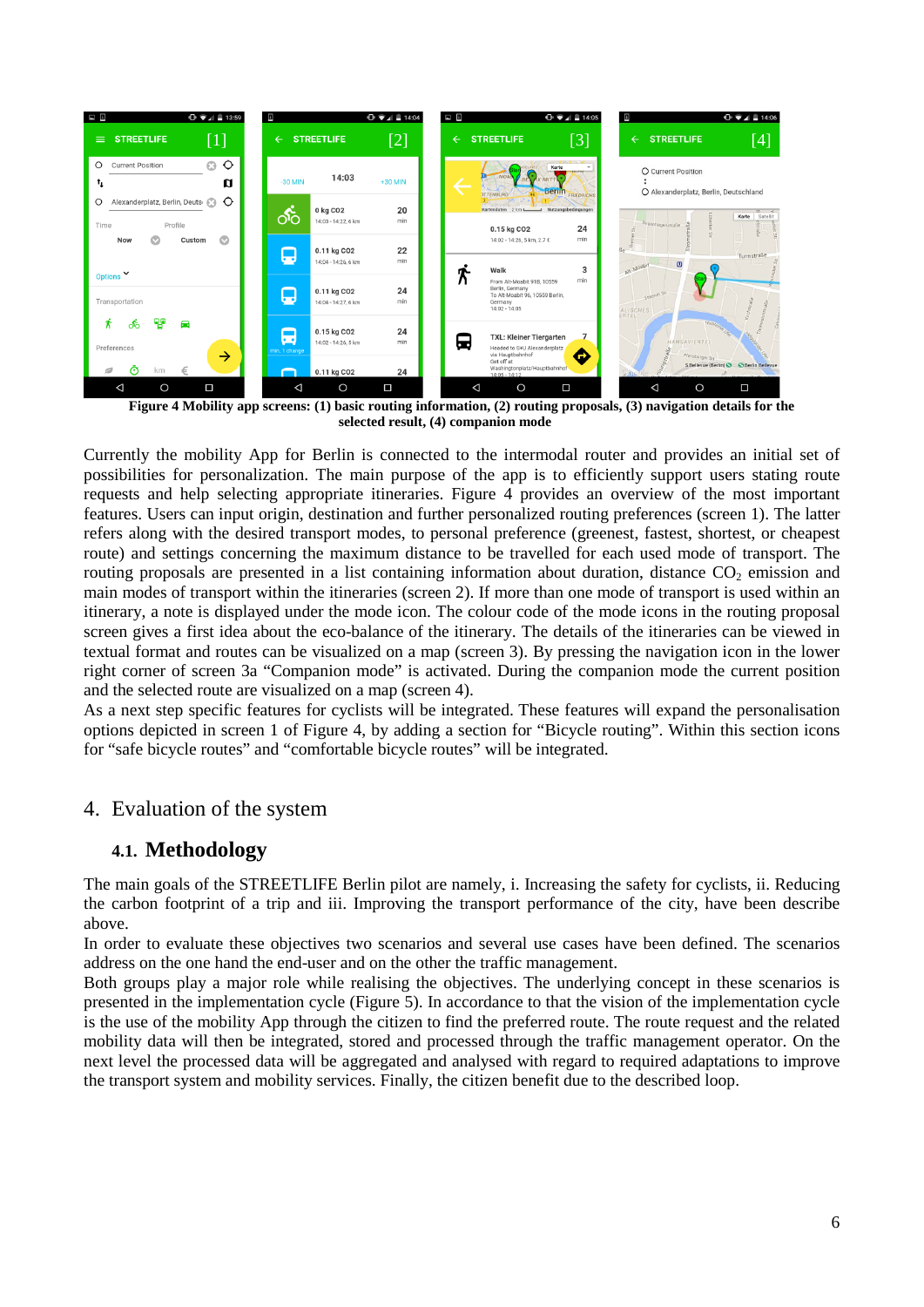**Figure 4 Mobility app screens: (1) basic routing information, (2) routing proposals, (3) navigation details for the selected result, (4) companion mode**

Currently the mobility App for Berlin is connected to the intermodal router and provides an initial set of possibilities for personalization. The main purpose of the app is to efficiently support users stating route requests and help selecting appropriate itineraries. Figure 4 provides an overview of the most important features. Users can input origin, destination and further personalized routing preferences (screen 1). The latter refers along with the desired transport modes, to personal preference (greenest, fastest, shortest, or cheapest route) and settings concerning the maximum distance to be travelled for each used mode of transport. The routing proposals are presented in a list containing information about duration, distance $CO_2$ emission and main modes of transport within the itineraries (screen 2). If more than one mode of transport is used within an itinerary, a note is displayed under the mode icon. The colour code of the mode icons in the routing proposal screen gives a first idea about the eco-balance of the itinerary. The details of the itineraries can be viewed in textual format and routes can be visualized on a map (screen 3). By pressing the navigation icon in the lower right corner of screen 3a "Companion mode" is activated. During the companion mode the current position and the selected route are visualized on a map (screen 4).
As a next step specific features for cyclists will be integrated. These features will expand the personalisation options depicted in screen 1 of Figure 4, by adding a section for "Bicycle routing". Within this section icons for "safe bicycle routes" and "comfortable bicycle routes" will be integrated.

## 4. Evaluation of the system

### 4.1. Methodology

The main goals of the STREETLIFE Berlin pilot are namely, i. Increasing the safety for cyclists, ii. Reducing the carbon footprint of a trip and iii. Improving the transport performance of the city, have been describe above.
In order to evaluate these objectives two scenarios and several use cases have been defined. The scenarios address on the one hand the end-user and on the other the traffic management.
Both groups play a major role while realising the objectives. The underlying concept in these scenarios is presented in the implementation cycle (Figure 5). In accordance to that the vision of the implementation cycle is the use of the mobility App through the citizen to find the preferred route. The route request and the related mobility data will then be integrated, stored and processed through the traffic management operator. On the next level the processed data will be aggregated and analysed with regard to required adaptations to improve the transport system and mobility services. Finally, the citizen benefit due to the described loop.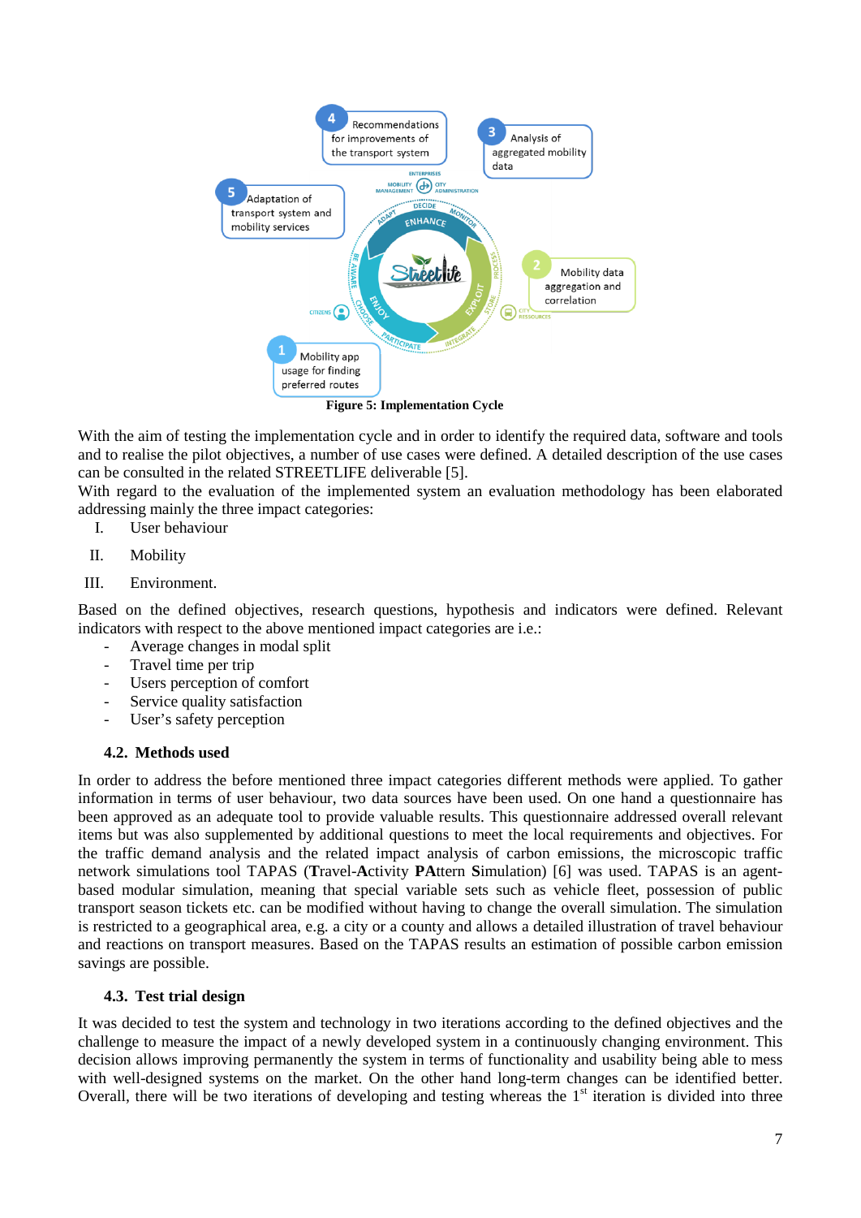Figure 5: Implementation Cycle

With the aim of testing the implementation cycle and in order to identify the required data, software and tools and to realise the pilot objectives, a number of use cases were defined. A detailed description of the use cases can be consulted in the related STREETLIFE deliverable [5].

With regard to the evaluation of the implemented system an evaluation methodology has been elaborated addressing mainly the three impact categories:

I. User behaviour
II. Mobility
III. Environment.

Based on the defined objectives, research questions, hypothesis and indicators were defined. Relevant indicators with respect to the above mentioned impact categories are i.e.:

- Average changes in modal split
- Travel time per trip
- Users perception of comfort
- Service quality satisfaction
- User's safety perception

### 4.2. Methods used

In order to address the before mentioned three impact categories different methods were applied. To gather information in terms of user behaviour, two data sources have been used. On one hand a questionnaire has been approved as an adequate tool to provide valuable results. This questionnaire addressed overall relevant items but was also supplemented by additional questions to meet the local requirements and objectives. For the traffic demand analysis and the related impact analysis of carbon emissions, the microscopic traffic network simulations tool TAPAS (**T**ravel-**A**ctivity **PA**ttern **S**imulation) [6] was used. TAPAS is an agent-based modular simulation, meaning that special variable sets such as vehicle fleet, possession of public transport season tickets etc. can be modified without having to change the overall simulation. The simulation is restricted to a geographical area, e.g. a city or a county and allows a detailed illustration of travel behaviour and reactions on transport measures. Based on the TAPAS results an estimation of possible carbon emission savings are possible.

### 4.3. Test trial design

It was decided to test the system and technology in two iterations according to the defined objectives and the challenge to measure the impact of a newly developed system in a continuously changing environment. This decision allows improving permanently the system in terms of functionality and usability being able to mess with well-designed systems on the market. On the other hand long-term changes can be identified better. Overall, there will be two iterations of developing and testing whereas the 1st iteration is divided into three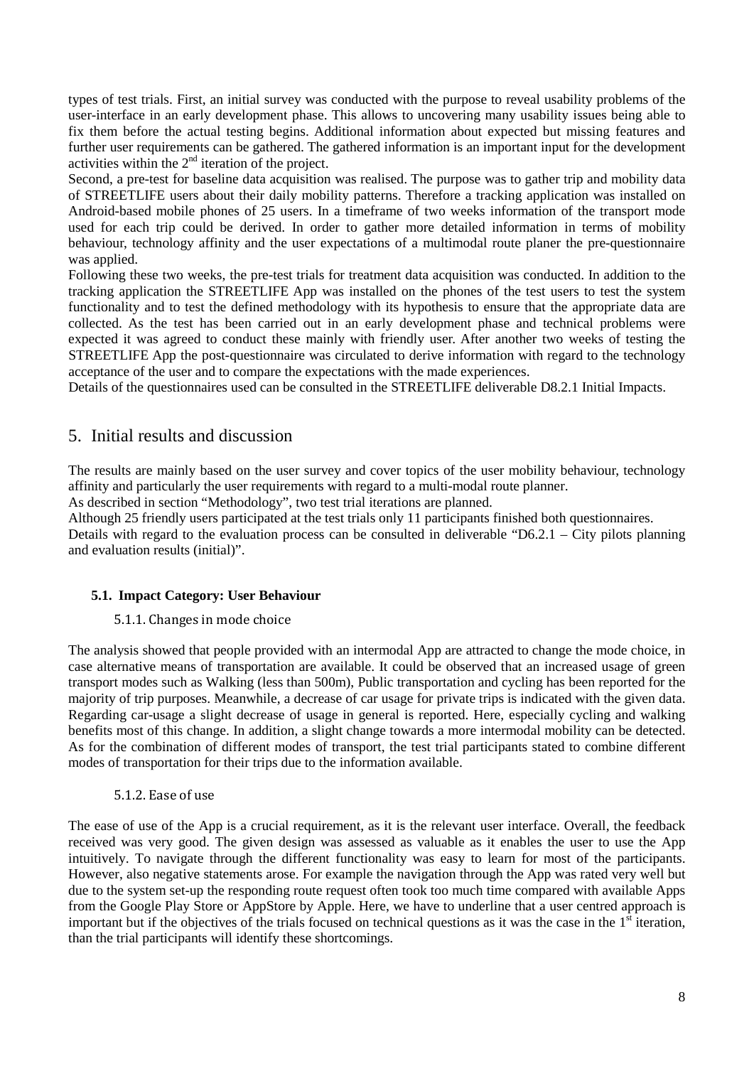types of test trials. First, an initial survey was conducted with the purpose to reveal usability problems of the user-interface in an early development phase. This allows to uncovering many usability issues being able to fix them before the actual testing begins. Additional information about expected but missing features and further user requirements can be gathered. The gathered information is an important input for the development activities within the 2nd iteration of the project.

Second, a pre-test for baseline data acquisition was realised. The purpose was to gather trip and mobility data of STREETLIFE users about their daily mobility patterns. Therefore a tracking application was installed on Android-based mobile phones of 25 users. In a timeframe of two weeks information of the transport mode used for each trip could be derived. In order to gather more detailed information in terms of mobility behaviour, technology affinity and the user expectations of a multimodal route planer the pre-questionnaire was applied.

Following these two weeks, the pre-test trials for treatment data acquisition was conducted. In addition to the tracking application the STREETLIFE App was installed on the phones of the test users to test the system functionality and to test the defined methodology with its hypothesis to ensure that the appropriate data are collected. As the test has been carried out in an early development phase and technical problems were expected it was agreed to conduct these mainly with friendly user. After another two weeks of testing the STREETLIFE App the post-questionnaire was circulated to derive information with regard to the technology acceptance of the user and to compare the expectations with the made experiences.

Details of the questionnaires used can be consulted in the STREETLIFE deliverable D8.2.1 Initial Impacts.

# 5. Initial results and discussion

The results are mainly based on the user survey and cover topics of the user mobility behaviour, technology affinity and particularly the user requirements with regard to a multi-modal route planner.

As described in section "Methodology", two test trial iterations are planned.

Although 25 friendly users participated at the test trials only 11 participants finished both questionnaires.

Details with regard to the evaluation process can be consulted in deliverable "D6.2.1 – City pilots planning and evaluation results (initial)".

## 5.1. Impact Category: User Behaviour

### 5.1.1. Changes in mode choice

The analysis showed that people provided with an intermodal App are attracted to change the mode choice, in case alternative means of transportation are available. It could be observed that an increased usage of green transport modes such as Walking (less than 500m), Public transportation and cycling has been reported for the majority of trip purposes. Meanwhile, a decrease of car usage for private trips is indicated with the given data. Regarding car-usage a slight decrease of usage in general is reported. Here, especially cycling and walking benefits most of this change. In addition, a slight change towards a more intermodal mobility can be detected. As for the combination of different modes of transport, the test trial participants stated to combine different modes of transportation for their trips due to the information available.

### 5.1.2. Ease of use

The ease of use of the App is a crucial requirement, as it is the relevant user interface. Overall, the feedback received was very good. The given design was assessed as valuable as it enables the user to use the App intuitively. To navigate through the different functionality was easy to learn for most of the participants. However, also negative statements arose. For example the navigation through the App was rated very well but due to the system set-up the responding route request often took too much time compared with available Apps from the Google Play Store or AppStore by Apple. Here, we have to underline that a user centred approach is important but if the objectives of the trials focused on technical questions as it was the case in the 1st iteration, than the trial participants will identify these shortcomings.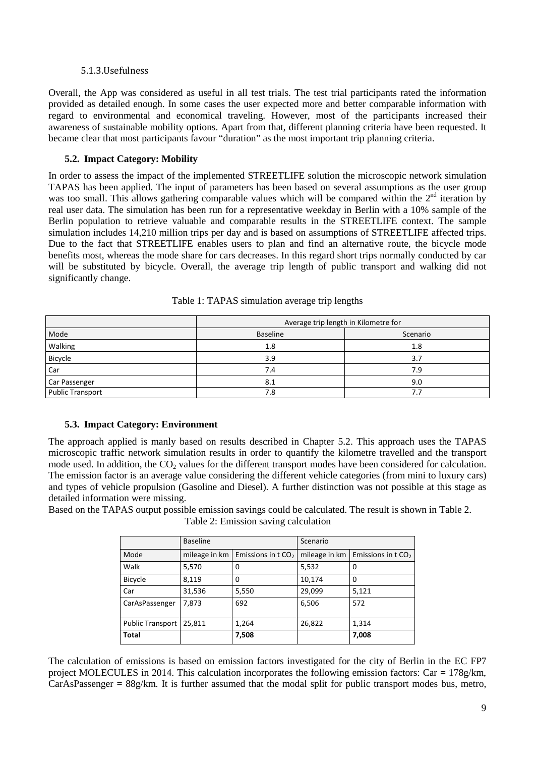#### 5.1.3. Usefulness

Overall, the App was considered as useful in all test trials. The test trial participants rated the information provided as detailed enough. In some cases the user expected more and better comparable information with regard to environmental and economical traveling. However, most of the participants increased their awareness of sustainable mobility options. Apart from that, different planning criteria have been requested. It became clear that most participants favour "duration" as the most important trip planning criteria.

### 5.2. Impact Category: Mobility

In order to assess the impact of the implemented STREETLIFE solution the microscopic network simulation TAPAS has been applied. The input of parameters has been based on several assumptions as the user group was too small. This allows gathering comparable values which will be compared within the 2[nd] iteration by real user data. The simulation has been run for a representative weekday in Berlin with a 10% sample of the Berlin population to retrieve valuable and comparable results in the STREETLIFE context. The sample simulation includes 14,210 million trips per day and is based on assumptions of STREETLIFE affected trips. Due to the fact that STREETLIFE enables users to plan and find an alternative route, the bicycle mode benefits most, whereas the mode share for cars decreases. In this regard short trips normally conducted by car will be substituted by bicycle. Overall, the average trip length of public transport and walking did not significantly change.

Table 1: TAPAS simulation average trip lengths

| | Average trip length in Kilometre for | |
|---|---|---|
| Mode | Baseline | Scenario |
| Walking | 1.8 | 1.8 |
| Bicycle | 3.9 | 3.7 |
| Car | 7.4 | 7.9 |
| Car Passenger | 8.1 | 9.0 |
| Public Transport | 7.8 | 7.7 |

### 5.3. Impact Category: Environment

The approach applied is manly based on results described in Chapter 5.2. This approach uses the TAPAS microscopic traffic network simulation results in order to quantify the kilometre travelled and the transport mode used. In addition, the $CO_2$ values for the different transport modes have been considered for calculation. The emission factor is an average value considering the different vehicle categories (from mini to luxury cars) and types of vehicle propulsion (Gasoline and Diesel). A further distinction was not possible at this stage as detailed information were missing.

Based on the TAPAS output possible emission savings could be calculated. The result is shown in Table 2.

Table 2: Emission saving calculation

| | Baseline | | Scenario | |
|---|---|---|---|---|
| Mode | mileage in km | Emissions in t $CO_2$ | mileage in km | Emissions in t $CO_2$ |
| Walk | 5,570 | 0 | 5,532 | 0 |
| Bicycle | 8,119 | 0 | 10,174 | 0 |
| Car | 31,536 | 5,550 | 29,099 | 5,121 |
| CarAsPassenger | 7,873 | 692 | 6,506 | 572 |
| Public Transport | 25,811 | 1,264 | 26,822 | 1,314 |
| **Total** | | **7,508** | | **7,008** |

The calculation of emissions is based on emission factors investigated for the city of Berlin in the EC FP7 project MOLECULES in 2014. This calculation incorporates the following emission factors: Car = 178g/km, CarAsPassenger = 88g/km. It is further assumed that the modal split for public transport modes bus, metro,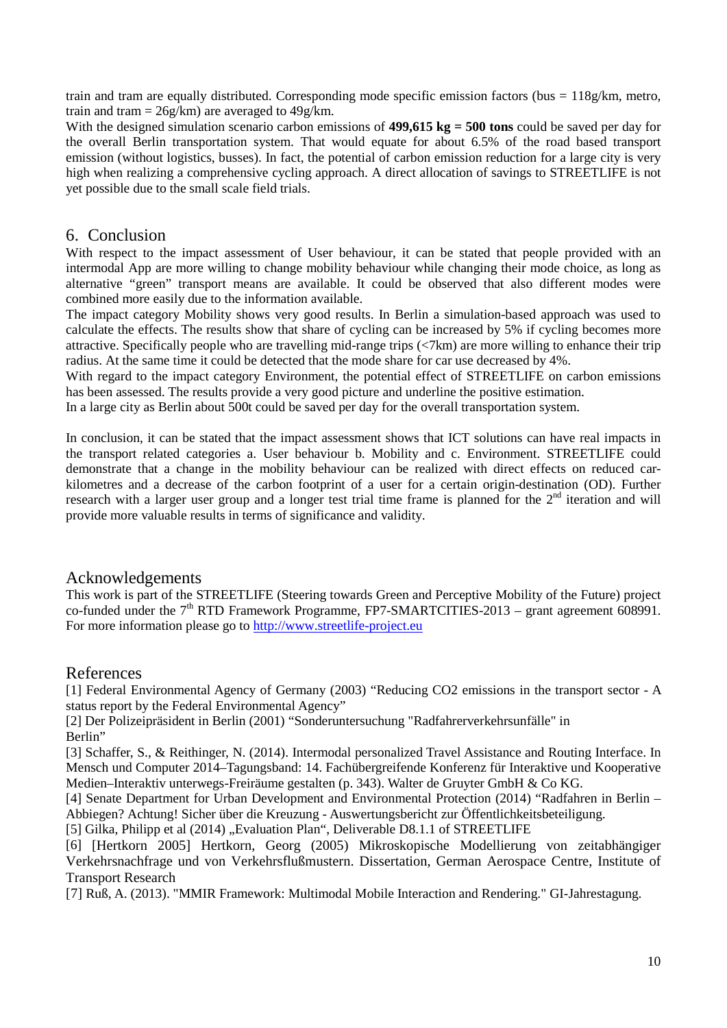train and tram are equally distributed. Corresponding mode specific emission factors (bus = 118g/km, metro, train and tram = 26g/km) are averaged to 49g/km.

With the designed simulation scenario carbon emissions of **499,615 kg = 500 tons** could be saved per day for the overall Berlin transportation system. That would equate for about 6.5% of the road based transport emission (without logistics, busses). In fact, the potential of carbon emission reduction for a large city is very high when realizing a comprehensive cycling approach. A direct allocation of savings to STREETLIFE is not yet possible due to the small scale field trials.

## 6. Conclusion

With respect to the impact assessment of User behaviour, it can be stated that people provided with an intermodal App are more willing to change mobility behaviour while changing their mode choice, as long as alternative "green" transport means are available. It could be observed that also different modes were combined more easily due to the information available.

The impact category Mobility shows very good results. In Berlin a simulation-based approach was used to calculate the effects. The results show that share of cycling can be increased by 5% if cycling becomes more attractive. Specifically people who are travelling mid-range trips (<7km) are more willing to enhance their trip radius. At the same time it could be detected that the mode share for car use decreased by 4%.

With regard to the impact category Environment, the potential effect of STREETLIFE on carbon emissions has been assessed. The results provide a very good picture and underline the positive estimation.

In a large city as Berlin about 500t could be saved per day for the overall transportation system.

In conclusion, it can be stated that the impact assessment shows that ICT solutions can have real impacts in the transport related categories a. User behaviour b. Mobility and c. Environment. STREETLIFE could demonstrate that a change in the mobility behaviour can be realized with direct effects on reduced car-kilometres and a decrease of the carbon footprint of a user for a certain origin-destination (OD). Further research with a larger user group and a longer test trial time frame is planned for the 2nd iteration and will provide more valuable results in terms of significance and validity.

## Acknowledgements

This work is part of the STREETLIFE (Steering towards Green and Perceptive Mobility of the Future) project co-funded under the 7th RTD Framework Programme, FP7-SMARTCITIES-2013 – grant agreement 608991. For more information please go to http://www.streetlife-project.eu

## References

[1] Federal Environmental Agency of Germany (2003) "Reducing CO2 emissions in the transport sector - A status report by the Federal Environmental Agency"

[2] Der Polizeipräsident in Berlin (2001) "Sonderuntersuchung "Radfahrerverkehrsunfälle" in Berlin"

[3] Schaffer, S., & Reithinger, N. (2014). Intermodal personalized Travel Assistance and Routing Interface. In Mensch und Computer 2014–Tagungsband: 14. Fachübergreifende Konferenz für Interaktive und Kooperative Medien–Interaktiv unterwegs-Freiräume gestalten (p. 343). Walter de Gruyter GmbH & Co KG.

[4] Senate Department for Urban Development and Environmental Protection (2014) "Radfahren in Berlin – Abbiegen? Achtung! Sicher über die Kreuzung - Auswertungsbericht zur Öffentlichkeitsbeteiligung.

[5] Gilka, Philipp et al (2014) „Evaluation Plan", Deliverable D8.1.1 of STREETLIFE

[6] [Hertkorn 2005] Hertkorn, Georg (2005) Mikroskopische Modellierung von zeitabhängiger Verkehrsnachfrage und von Verkehrsflußmustern. Dissertation, German Aerospace Centre, Institute of Transport Research

[7] Ruß, A. (2013). "MMIR Framework: Multimodal Mobile Interaction and Rendering." GI-Jahrestagung.